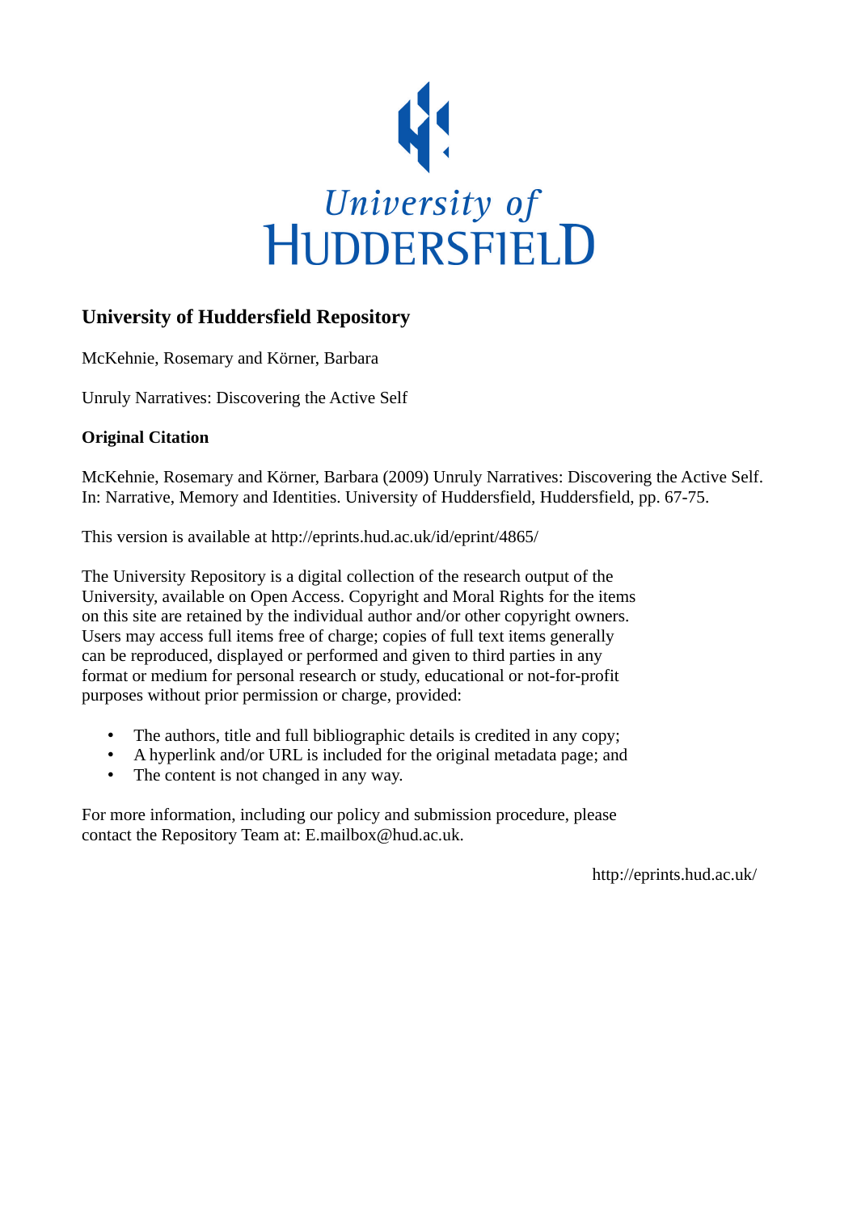University of HUDDERSFIELD

## University of Huddersfield Repository

McKehnie, Rosemary and Körner, Barbara

Unruly Narratives: Discovering the Active Self

### Original Citation

McKehnie, Rosemary and Körner, Barbara (2009) Unruly Narratives: Discovering the Active Self. In: Narrative, Memory and Identities. University of Huddersfield, Huddersfield, pp. 67-75.

This version is available at http://eprints.hud.ac.uk/id/eprint/4865/

The University Repository is a digital collection of the research output of the University, available on Open Access. Copyright and Moral Rights for the items on this site are retained by the individual author and/or other copyright owners. Users may access full items free of charge; copies of full text items generally can be reproduced, displayed or performed and given to third parties in any format or medium for personal research or study, educational or not-for-profit purposes without prior permission or charge, provided:

- The authors, title and full bibliographic details is credited in any copy;
- A hyperlink and/or URL is included for the original metadata page; and
- The content is not changed in any way.

For more information, including our policy and submission procedure, please contact the Repository Team at: E.mailbox@hud.ac.uk.

http://eprints.hud.ac.uk/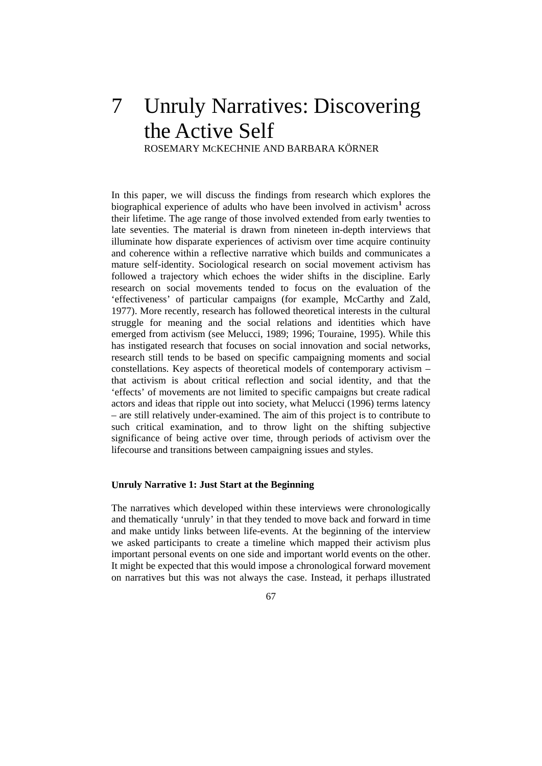# 7 Unruly Narratives: Discovering the Active Self

ROSEMARY MCKECHNIE AND BARBARA KÖRNER

In this paper, we will discuss the findings from research which explores the biographical experience of adults who have been involved in activism[1] across their lifetime. The age range of those involved extended from early twenties to late seventies. The material is drawn from nineteen in-depth interviews that illuminate how disparate experiences of activism over time acquire continuity and coherence within a reflective narrative which builds and communicates a mature self-identity. Sociological research on social movement activism has followed a trajectory which echoes the wider shifts in the discipline. Early research on social movements tended to focus on the evaluation of the 'effectiveness' of particular campaigns (for example, McCarthy and Zald, 1977). More recently, research has followed theoretical interests in the cultural struggle for meaning and the social relations and identities which have emerged from activism (see Melucci, 1989; 1996; Touraine, 1995). While this has instigated research that focuses on social innovation and social networks, research still tends to be based on specific campaigning moments and social constellations. Key aspects of theoretical models of contemporary activism – that activism is about critical reflection and social identity, and that the 'effects' of movements are not limited to specific campaigns but create radical actors and ideas that ripple out into society, what Melucci (1996) terms latency – are still relatively under-examined. The aim of this project is to contribute to such critical examination, and to throw light on the shifting subjective significance of being active over time, through periods of activism over the lifecourse and transitions between campaigning issues and styles.

### Unruly Narrative 1: Just Start at the Beginning

The narratives which developed within these interviews were chronologically and thematically 'unruly' in that they tended to move back and forward in time and make untidy links between life-events. At the beginning of the interview we asked participants to create a timeline which mapped their activism plus important personal events on one side and important world events on the other. It might be expected that this would impose a chronological forward movement on narratives but this was not always the case. Instead, it perhaps illustrated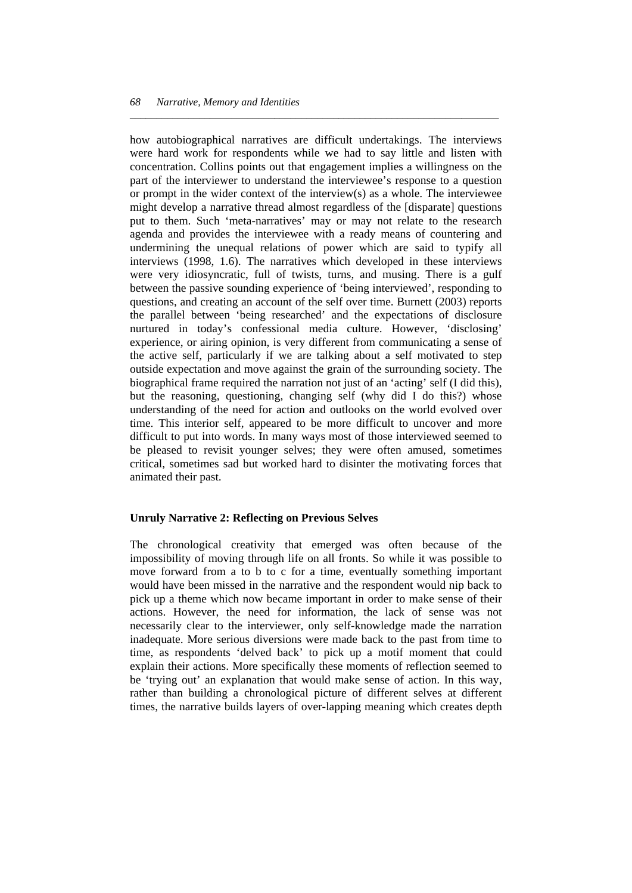how autobiographical narratives are difficult undertakings. The interviews were hard work for respondents while we had to say little and listen with concentration. Collins points out that engagement implies a willingness on the part of the interviewer to understand the interviewee's response to a question or prompt in the wider context of the interview(s) as a whole. The interviewee might develop a narrative thread almost regardless of the [disparate] questions put to them. Such 'meta-narratives' may or may not relate to the research agenda and provides the interviewee with a ready means of countering and undermining the unequal relations of power which are said to typify all interviews (1998, 1.6). The narratives which developed in these interviews were very idiosyncratic, full of twists, turns, and musing. There is a gulf between the passive sounding experience of 'being interviewed', responding to questions, and creating an account of the self over time. Burnett (2003) reports the parallel between 'being researched' and the expectations of disclosure nurtured in today's confessional media culture. However, 'disclosing' experience, or airing opinion, is very different from communicating a sense of the active self, particularly if we are talking about a self motivated to step outside expectation and move against the grain of the surrounding society. The biographical frame required the narration not just of an 'acting' self (I did this), but the reasoning, questioning, changing self (why did I do this?) whose understanding of the need for action and outlooks on the world evolved over time. This interior self, appeared to be more difficult to uncover and more difficult to put into words. In many ways most of those interviewed seemed to be pleased to revisit younger selves; they were often amused, sometimes critical, sometimes sad but worked hard to disinter the motivating forces that animated their past.

### Unruly Narrative 2: Reflecting on Previous Selves

The chronological creativity that emerged was often because of the impossibility of moving through life on all fronts. So while it was possible to move forward from a to b to c for a time, eventually something important would have been missed in the narrative and the respondent would nip back to pick up a theme which now became important in order to make sense of their actions. However, the need for information, the lack of sense was not necessarily clear to the interviewer, only self-knowledge made the narration inadequate. More serious diversions were made back to the past from time to time, as respondents 'delved back' to pick up a motif moment that could explain their actions. More specifically these moments of reflection seemed to be 'trying out' an explanation that would make sense of action. In this way, rather than building a chronological picture of different selves at different times, the narrative builds layers of over-lapping meaning which creates depth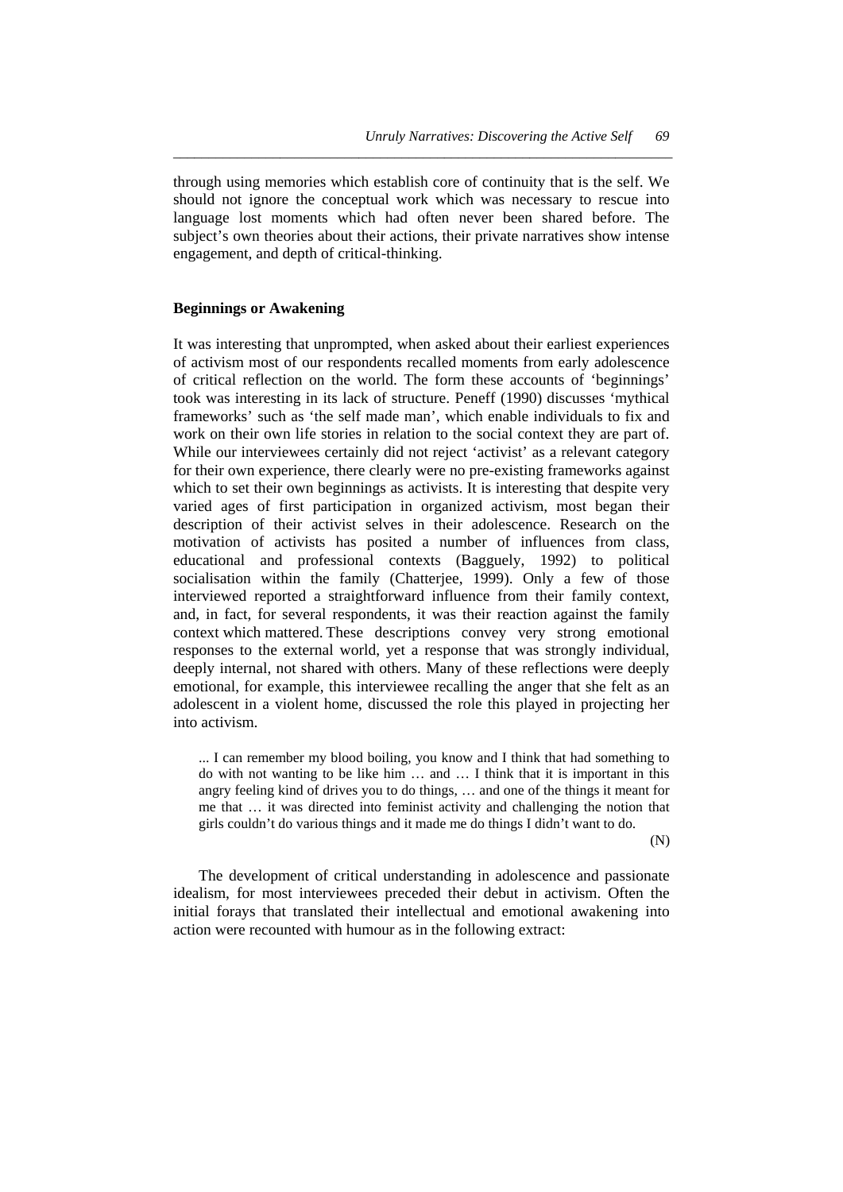through using memories which establish core of continuity that is the self. We should not ignore the conceptual work which was necessary to rescue into language lost moments which had often never been shared before. The subject's own theories about their actions, their private narratives show intense engagement, and depth of critical-thinking.

## Beginnings or Awakening

It was interesting that unprompted, when asked about their earliest experiences of activism most of our respondents recalled moments from early adolescence of critical reflection on the world. The form these accounts of 'beginnings' took was interesting in its lack of structure. Peneff (1990) discusses 'mythical frameworks' such as 'the self made man', which enable individuals to fix and work on their own life stories in relation to the social context they are part of. While our interviewees certainly did not reject 'activist' as a relevant category for their own experience, there clearly were no pre-existing frameworks against which to set their own beginnings as activists. It is interesting that despite very varied ages of first participation in organized activism, most began their description of their activist selves in their adolescence. Research on the motivation of activists has posited a number of influences from class, educational and professional contexts (Bagguely, 1992) to political socialisation within the family (Chatterjee, 1999). Only a few of those interviewed reported a straightforward influence from their family context, and, in fact, for several respondents, it was their reaction against the family context which mattered. These descriptions convey very strong emotional responses to the external world, yet a response that was strongly individual, deeply internal, not shared with others. Many of these reflections were deeply emotional, for example, this interviewee recalling the anger that she felt as an adolescent in a violent home, discussed the role this played in projecting her into activism.

> ... I can remember my blood boiling, you know and I think that had something to do with not wanting to be like him … and … I think that it is important in this angry feeling kind of drives you to do things, … and one of the things it meant for me that … it was directed into feminist activity and challenging the notion that girls couldn't do various things and it made me do things I didn't want to do.
>
> (N)

The development of critical understanding in adolescence and passionate idealism, for most interviewees preceded their debut in activism. Often the initial forays that translated their intellectual and emotional awakening into action were recounted with humour as in the following extract: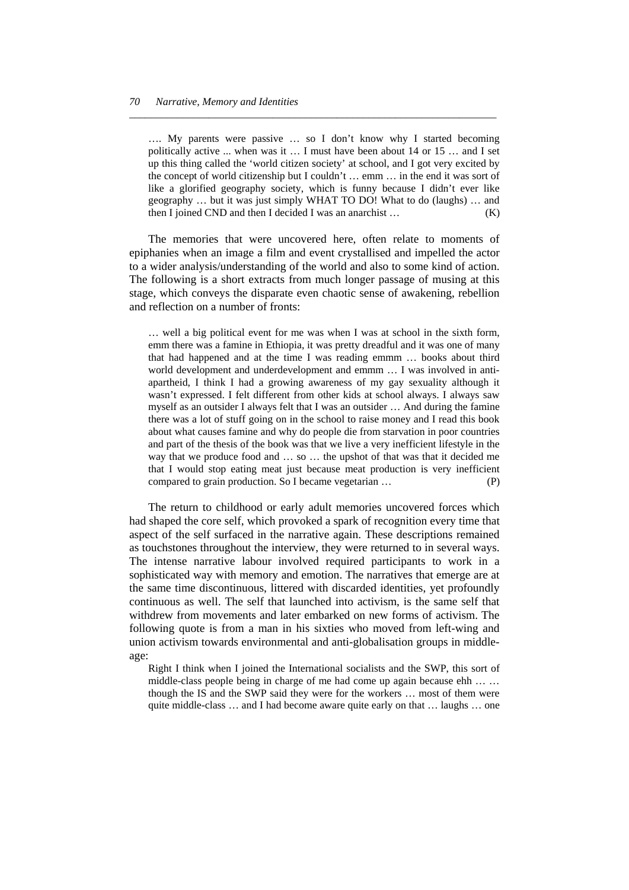> …. My parents were passive … so I don't know why I started becoming politically active ... when was it … I must have been about 14 or 15 … and I set up this thing called the 'world citizen society' at school, and I got very excited by the concept of world citizenship but I couldn't … emm … in the end it was sort of like a glorified geography society, which is funny because I didn't ever like geography … but it was just simply WHAT TO DO! What to do (laughs) … and then I joined CND and then I decided I was an anarchist … (K)

The memories that were uncovered here, often relate to moments of epiphanies when an image a film and event crystallised and impelled the actor to a wider analysis/understanding of the world and also to some kind of action. The following is a short extracts from much longer passage of musing at this stage, which conveys the disparate even chaotic sense of awakening, rebellion and reflection on a number of fronts:

> … well a big political event for me was when I was at school in the sixth form, emm there was a famine in Ethiopia, it was pretty dreadful and it was one of many that had happened and at the time I was reading emmm … books about third world development and underdevelopment and emmm … I was involved in anti-apartheid, I think I had a growing awareness of my gay sexuality although it wasn't expressed. I felt different from other kids at school always. I always saw myself as an outsider I always felt that I was an outsider … And during the famine there was a lot of stuff going on in the school to raise money and I read this book about what causes famine and why do people die from starvation in poor countries and part of the thesis of the book was that we live a very inefficient lifestyle in the way that we produce food and … so … the upshot of that was that it decided me that I would stop eating meat just because meat production is very inefficient compared to grain production. So I became vegetarian … (P)

The return to childhood or early adult memories uncovered forces which had shaped the core self, which provoked a spark of recognition every time that aspect of the self surfaced in the narrative again. These descriptions remained as touchstones throughout the interview, they were returned to in several ways. The intense narrative labour involved required participants to work in a sophisticated way with memory and emotion. The narratives that emerge are at the same time discontinuous, littered with discarded identities, yet profoundly continuous as well. The self that launched into activism, is the same self that withdrew from movements and later embarked on new forms of activism. The following quote is from a man in his sixties who moved from left-wing and union activism towards environmental and anti-globalisation groups in middle-age:

> Right I think when I joined the International socialists and the SWP, this sort of middle-class people being in charge of me had come up again because ehh … … though the IS and the SWP said they were for the workers … most of them were quite middle-class … and I had become aware quite early on that … laughs … one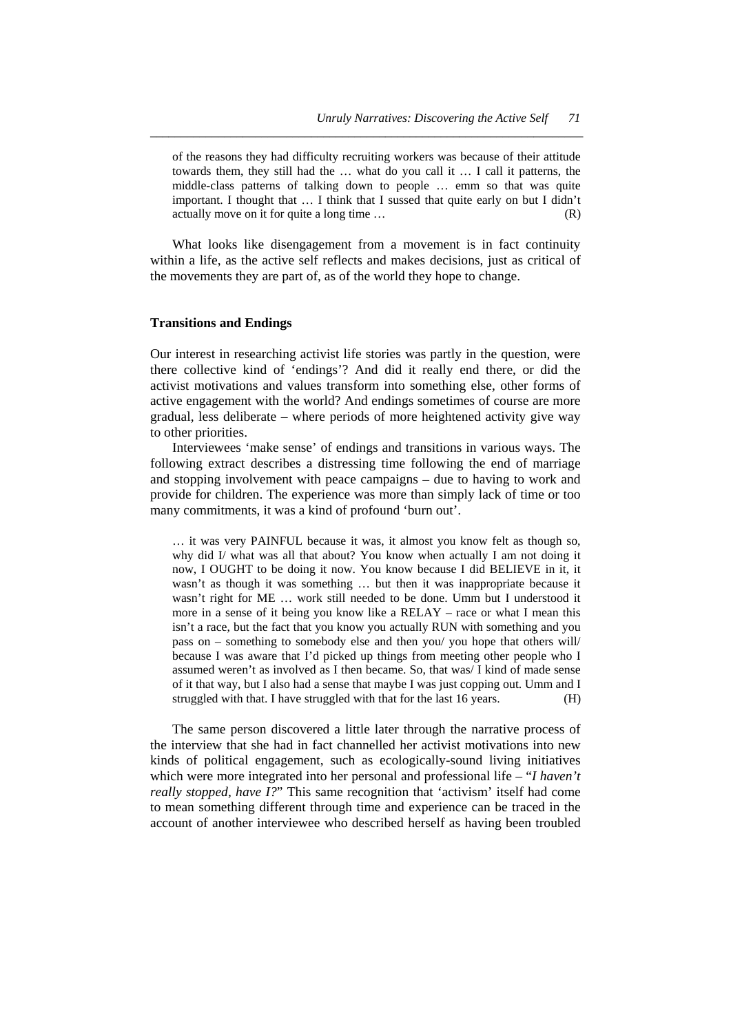> of the reasons they had difficulty recruiting workers was because of their attitude towards them, they still had the … what do you call it … I call it patterns, the middle-class patterns of talking down to people … emm so that was quite important. I thought that … I think that I sussed that quite early on but I didn't actually move on it for quite a long time … (R)

What looks like disengagement from a movement is in fact continuity within a life, as the active self reflects and makes decisions, just as critical of the movements they are part of, as of the world they hope to change.

### Transitions and Endings

Our interest in researching activist life stories was partly in the question, were there collective kind of 'endings'? And did it really end there, or did the activist motivations and values transform into something else, other forms of active engagement with the world? And endings sometimes of course are more gradual, less deliberate – where periods of more heightened activity give way to other priorities.

Interviewees 'make sense' of endings and transitions in various ways. The following extract describes a distressing time following the end of marriage and stopping involvement with peace campaigns – due to having to work and provide for children. The experience was more than simply lack of time or too many commitments, it was a kind of profound 'burn out'.

> … it was very PAINFUL because it was, it almost you know felt as though so, why did I/ what was all that about? You know when actually I am not doing it now, I OUGHT to be doing it now. You know because I did BELIEVE in it, it wasn't as though it was something … but then it was inappropriate because it wasn't right for ME … work still needed to be done. Umm but I understood it more in a sense of it being you know like a RELAY – race or what I mean this isn't a race, but the fact that you know you actually RUN with something and you pass on – something to somebody else and then you/ you hope that others will/ because I was aware that I'd picked up things from meeting other people who I assumed weren't as involved as I then became. So, that was/ I kind of made sense of it that way, but I also had a sense that maybe I was just copping out. Umm and I struggled with that. I have struggled with that for the last 16 years. (H)

The same person discovered a little later through the narrative process of the interview that she had in fact channelled her activist motivations into new kinds of political engagement, such as ecologically-sound living initiatives which were more integrated into her personal and professional life – "*I haven't really stopped, have I?*" This same recognition that 'activism' itself had come to mean something different through time and experience can be traced in the account of another interviewee who described herself as having been troubled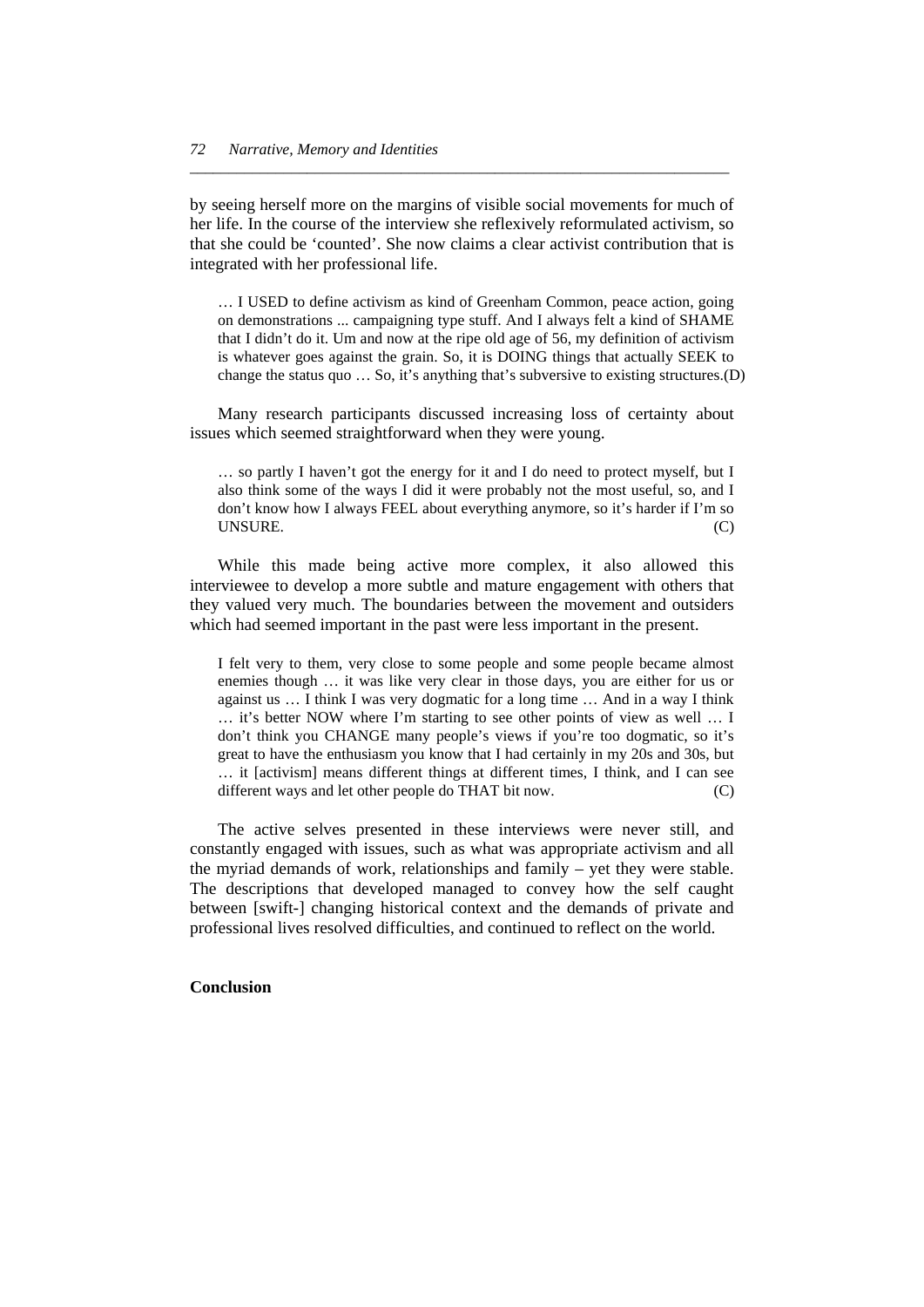by seeing herself more on the margins of visible social movements for much of her life. In the course of the interview she reflexively reformulated activism, so that she could be 'counted'. She now claims a clear activist contribution that is integrated with her professional life.

> … I USED to define activism as kind of Greenham Common, peace action, going on demonstrations ... campaigning type stuff. And I always felt a kind of SHAME that I didn't do it. Um and now at the ripe old age of 56, my definition of activism is whatever goes against the grain. So, it is DOING things that actually SEEK to change the status quo … So, it's anything that's subversive to existing structures.(D)

Many research participants discussed increasing loss of certainty about issues which seemed straightforward when they were young.

> … so partly I haven't got the energy for it and I do need to protect myself, but I also think some of the ways I did it were probably not the most useful, so, and I don't know how I always FEEL about everything anymore, so it's harder if I'm so UNSURE. (C)

While this made being active more complex, it also allowed this interviewee to develop a more subtle and mature engagement with others that they valued very much. The boundaries between the movement and outsiders which had seemed important in the past were less important in the present.

> I felt very to them, very close to some people and some people became almost enemies though … it was like very clear in those days, you are either for us or against us … I think I was very dogmatic for a long time … And in a way I think … it's better NOW where I'm starting to see other points of view as well … I don't think you CHANGE many people's views if you're too dogmatic, so it's great to have the enthusiasm you know that I had certainly in my 20s and 30s, but … it [activism] means different things at different times, I think, and I can see different ways and let other people do THAT bit now. (C)

The active selves presented in these interviews were never still, and constantly engaged with issues, such as what was appropriate activism and all the myriad demands of work, relationships and family – yet they were stable. The descriptions that developed managed to convey how the self caught between [swift-] changing historical context and the demands of private and professional lives resolved difficulties, and continued to reflect on the world.

**Conclusion**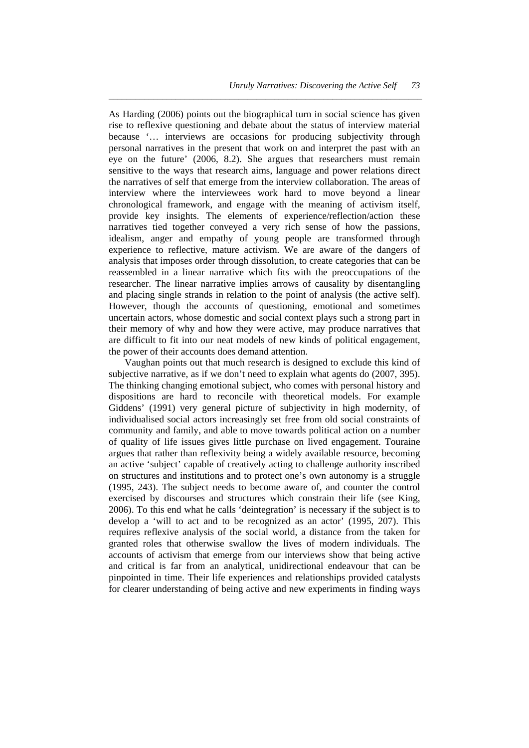As Harding (2006) points out the biographical turn in social science has given rise to reflexive questioning and debate about the status of interview material because '… interviews are occasions for producing subjectivity through personal narratives in the present that work on and interpret the past with an eye on the future' (2006, 8.2). She argues that researchers must remain sensitive to the ways that research aims, language and power relations direct the narratives of self that emerge from the interview collaboration. The areas of interview where the interviewees work hard to move beyond a linear chronological framework, and engage with the meaning of activism itself, provide key insights. The elements of experience/reflection/action these narratives tied together conveyed a very rich sense of how the passions, idealism, anger and empathy of young people are transformed through experience to reflective, mature activism. We are aware of the dangers of analysis that imposes order through dissolution, to create categories that can be reassembled in a linear narrative which fits with the preoccupations of the researcher. The linear narrative implies arrows of causality by disentangling and placing single strands in relation to the point of analysis (the active self). However, though the accounts of questioning, emotional and sometimes uncertain actors, whose domestic and social context plays such a strong part in their memory of why and how they were active, may produce narratives that are difficult to fit into our neat models of new kinds of political engagement, the power of their accounts does demand attention.

Vaughan points out that much research is designed to exclude this kind of subjective narrative, as if we don't need to explain what agents do (2007, 395). The thinking changing emotional subject, who comes with personal history and dispositions are hard to reconcile with theoretical models. For example Giddens' (1991) very general picture of subjectivity in high modernity, of individualised social actors increasingly set free from old social constraints of community and family, and able to move towards political action on a number of quality of life issues gives little purchase on lived engagement. Touraine argues that rather than reflexivity being a widely available resource, becoming an active 'subject' capable of creatively acting to challenge authority inscribed on structures and institutions and to protect one's own autonomy is a struggle (1995, 243). The subject needs to become aware of, and counter the control exercised by discourses and structures which constrain their life (see King, 2006). To this end what he calls 'deintegration' is necessary if the subject is to develop a 'will to act and to be recognized as an actor' (1995, 207). This requires reflexive analysis of the social world, a distance from the taken for granted roles that otherwise swallow the lives of modern individuals. The accounts of activism that emerge from our interviews show that being active and critical is far from an analytical, unidirectional endeavour that can be pinpointed in time. Their life experiences and relationships provided catalysts for clearer understanding of being active and new experiments in finding ways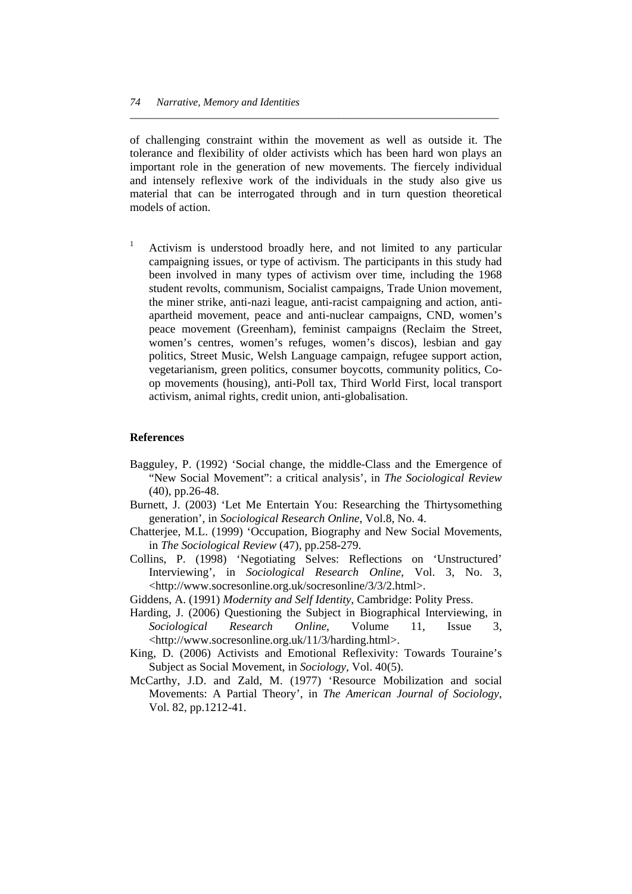of challenging constraint within the movement as well as outside it. The tolerance and flexibility of older activists which has been hard won plays an important role in the generation of new movements. The fiercely individual and intensely reflexive work of the individuals in the study also give us material that can be interrogated through and in turn question theoretical models of action.

[1] Activism is understood broadly here, and not limited to any particular campaigning issues, or type of activism. The participants in this study had been involved in many types of activism over time, including the 1968 student revolts, communism, Socialist campaigns, Trade Union movement, the miner strike, anti-nazi league, anti-racist campaigning and action, anti-apartheid movement, peace and anti-nuclear campaigns, CND, women's peace movement (Greenham), feminist campaigns (Reclaim the Street, women's centres, women's refuges, women's discos), lesbian and gay politics, Street Music, Welsh Language campaign, refugee support action, vegetarianism, green politics, consumer boycotts, community politics, Co-op movements (housing), anti-Poll tax, Third World First, local transport activism, animal rights, credit union, anti-globalisation.

## References

Bagguley, P. (1992) 'Social change, the middle-Class and the Emergence of "New Social Movement": a critical analysis', in *The Sociological Review* (40), pp.26-48.

Burnett, J. (2003) 'Let Me Entertain You: Researching the Thirtysomething generation', in *Sociological Research Online*, Vol.8, No. 4.

Chatterjee, M.L. (1999) 'Occupation, Biography and New Social Movements, in *The Sociological Review* (47), pp.258-279.

Collins, P. (1998) 'Negotiating Selves: Reflections on 'Unstructured' Interviewing', in *Sociological Research Online*, Vol. 3, No. 3, <http://www.socresonline.org.uk/socresonline/3/3/2.html>.

Giddens, A. (1991) *Modernity and Self Identity*, Cambridge: Polity Press.

Harding, J. (2006) Questioning the Subject in Biographical Interviewing, in *Sociological Research Online*, Volume 11, Issue 3, <http://www.socresonline.org.uk/11/3/harding.html>.

King, D. (2006) Activists and Emotional Reflexivity: Towards Touraine's Subject as Social Movement, in *Sociology*, Vol. 40(5).

McCarthy, J.D. and Zald, M. (1977) 'Resource Mobilization and social Movements: A Partial Theory', in *The American Journal of Sociology*, Vol. 82, pp.1212-41.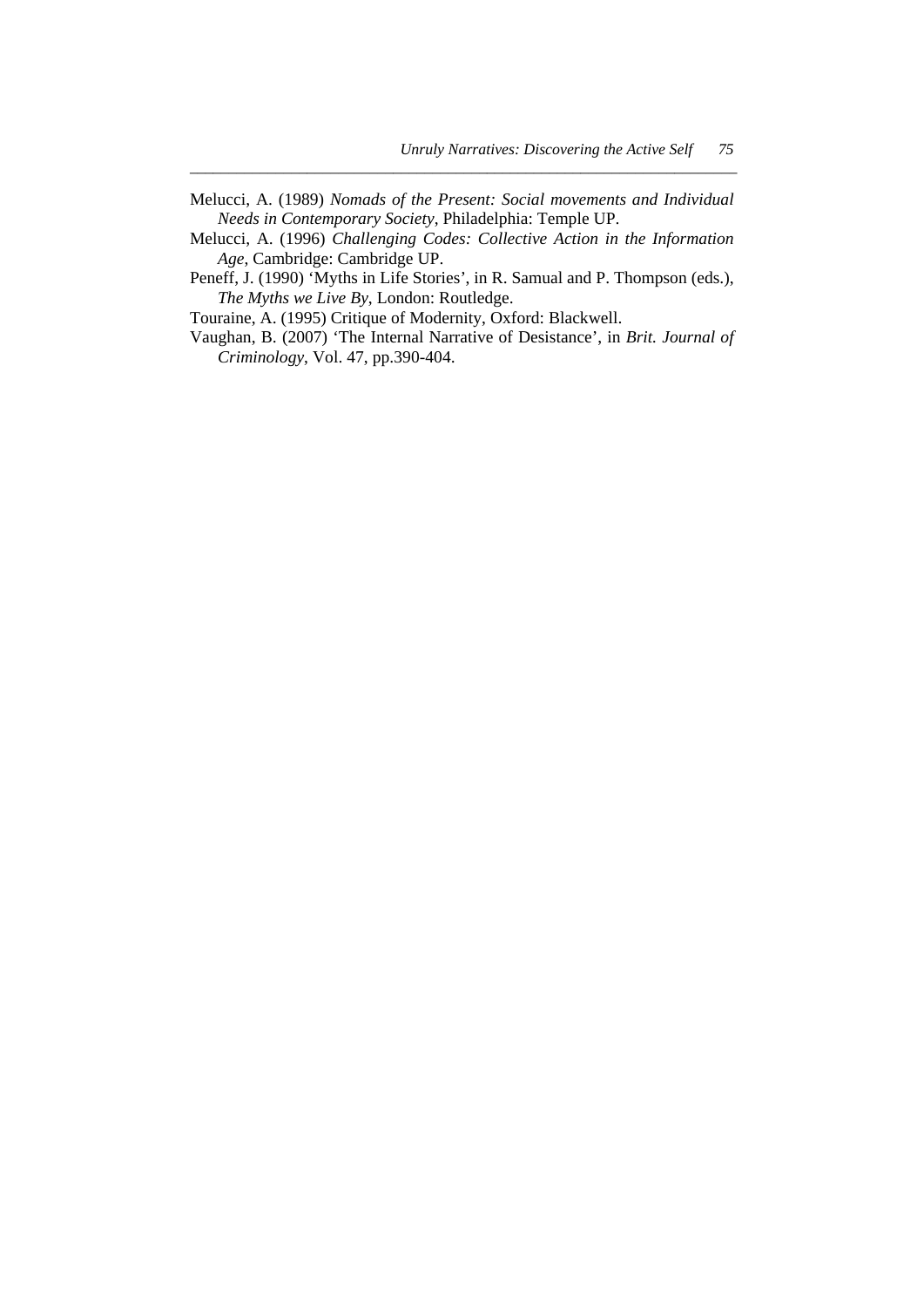Melucci, A. (1989) *Nomads of the Present: Social movements and Individual Needs in Contemporary Society*, Philadelphia: Temple UP.

Melucci, A. (1996) *Challenging Codes: Collective Action in the Information Age*, Cambridge: Cambridge UP.

Peneff, J. (1990) 'Myths in Life Stories', in R. Samual and P. Thompson (eds.), *The Myths we Live By*, London: Routledge.

Touraine, A. (1995) Critique of Modernity, Oxford: Blackwell.

Vaughan, B. (2007) 'The Internal Narrative of Desistance', in *Brit. Journal of Criminology*, Vol. 47, pp.390-404.